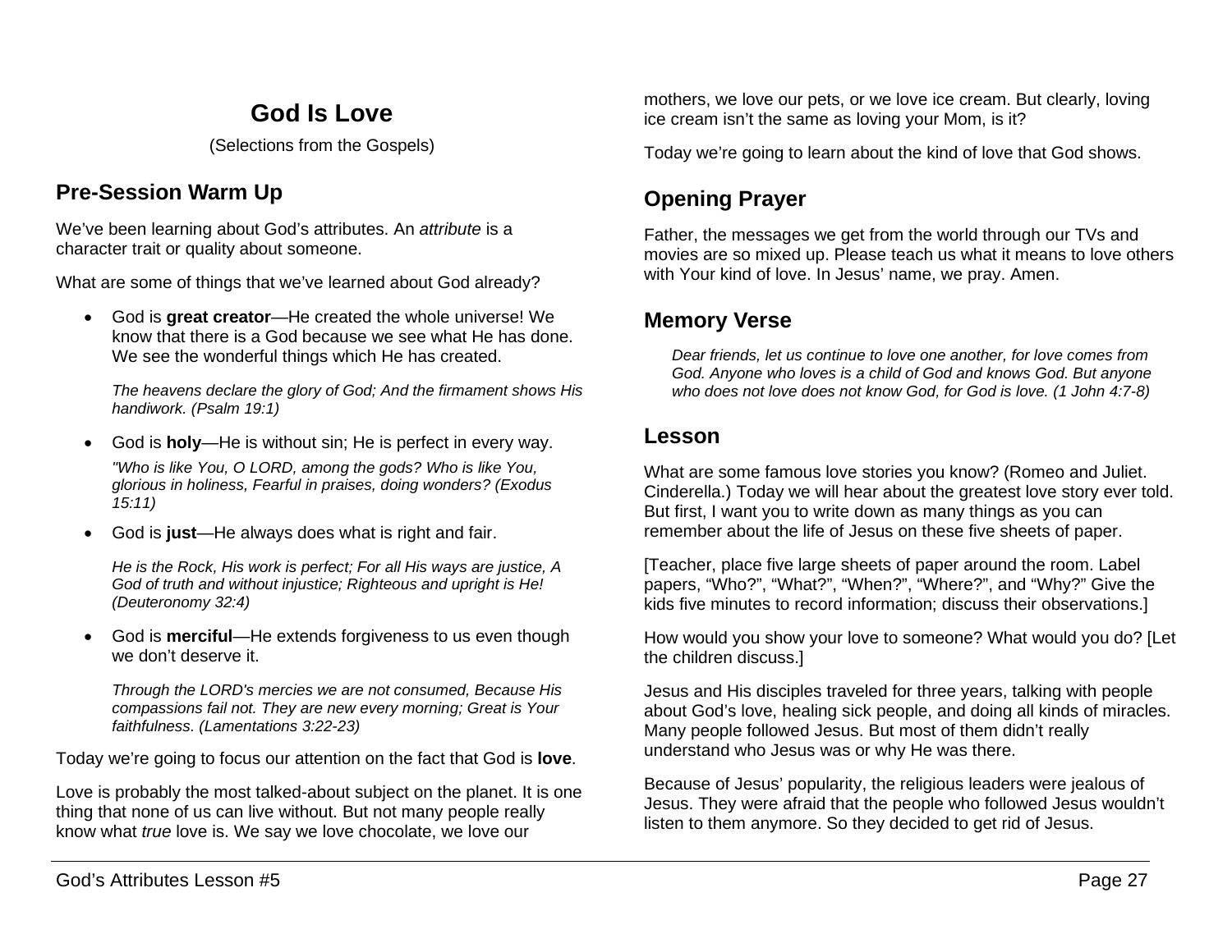# God Is Love

(Selections from the Gospels)

## Pre-Session Warm Up

We've been learning about God's attributes. An *attribute* is a character trait or quality about someone.

What are some of things that we've learned about God already?

- God is **great creator**—He created the whole universe! We know that there is a God because we see what He has done. We see the wonderful things which He has created.

  *The heavens declare the glory of God; And the firmament shows His handiwork. (Psalm 19:1)*

- God is **holy**—He is without sin; He is perfect in every way.

  *"Who is like You, O LORD, among the gods? Who is like You, glorious in holiness, Fearful in praises, doing wonders? (Exodus 15:11)*

- God is **just**—He always does what is right and fair.

  *He is the Rock, His work is perfect; For all His ways are justice, A God of truth and without injustice; Righteous and upright is He! (Deuteronomy 32:4)*

- God is **merciful**—He extends forgiveness to us even though we don't deserve it.

  *Through the LORD's mercies we are not consumed, Because His compassions fail not. They are new every morning; Great is Your faithfulness. (Lamentations 3:22-23)*

Today we're going to focus our attention on the fact that God is **love**.

Love is probably the most talked-about subject on the planet. It is one thing that none of us can live without. But not many people really know what *true* love is. We say we love chocolate, we love our mothers, we love our pets, or we love ice cream. But clearly, loving ice cream isn't the same as loving your Mom, is it?

Today we're going to learn about the kind of love that God shows.

## Opening Prayer

Father, the messages we get from the world through our TVs and movies are so mixed up. Please teach us what it means to love others with Your kind of love. In Jesus' name, we pray. Amen.

## Memory Verse

*Dear friends, let us continue to love one another, for love comes from God. Anyone who loves is a child of God and knows God. But anyone who does not love does not know God, for God is love. (1 John 4:7-8)*

## Lesson

What are some famous love stories you know? (Romeo and Juliet. Cinderella.) Today we will hear about the greatest love story ever told. But first, I want you to write down as many things as you can remember about the life of Jesus on these five sheets of paper.

[Teacher, place five large sheets of paper around the room. Label papers, "Who?", "What?", "When?", "Where?", and "Why?" Give the kids five minutes to record information; discuss their observations.]

How would you show your love to someone? What would you do? [Let the children discuss.]

Jesus and His disciples traveled for three years, talking with people about God's love, healing sick people, and doing all kinds of miracles. Many people followed Jesus. But most of them didn't really understand who Jesus was or why He was there.

Because of Jesus' popularity, the religious leaders were jealous of Jesus. They were afraid that the people who followed Jesus wouldn't listen to them anymore. So they decided to get rid of Jesus.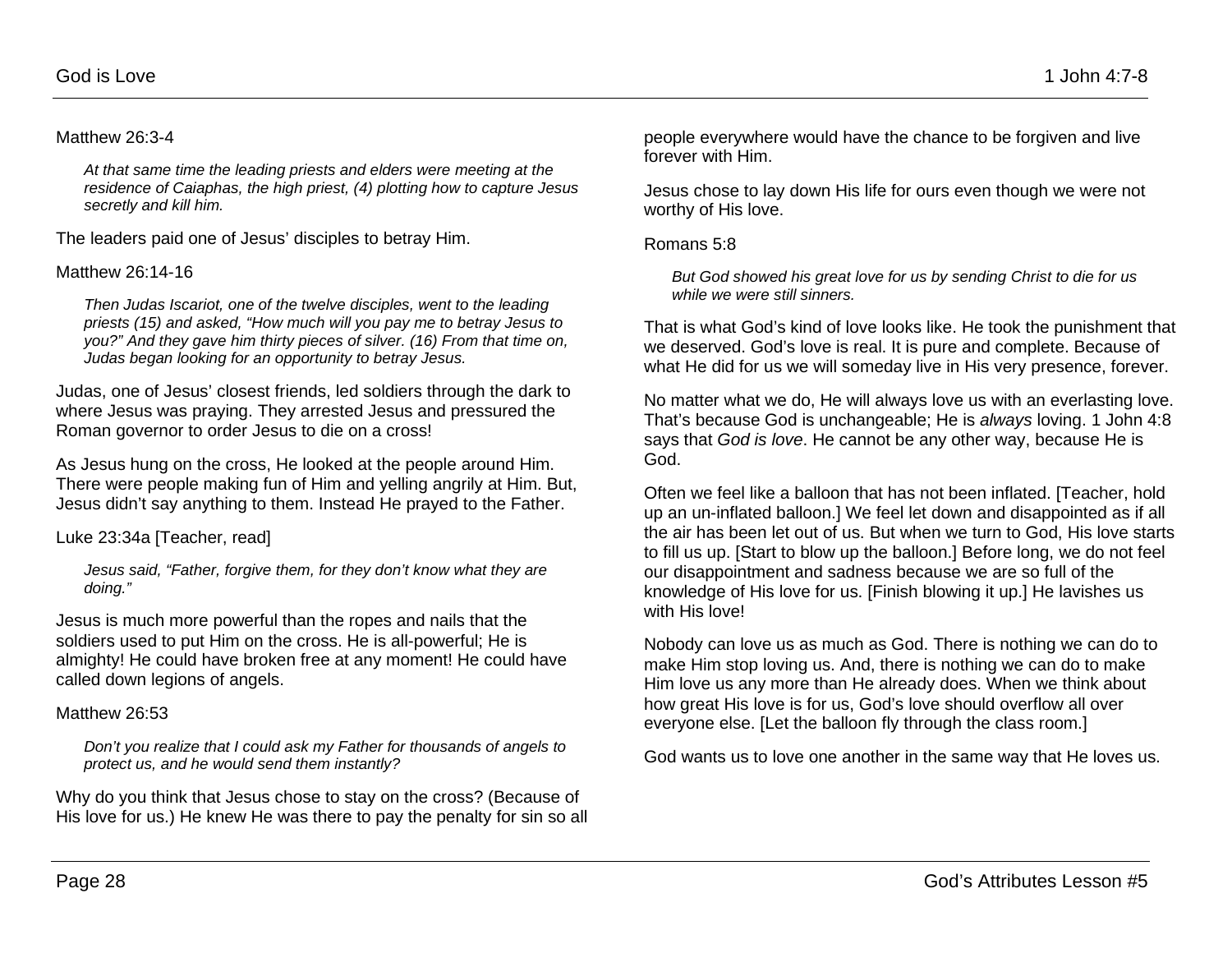Matthew 26:3-4

> *At that same time the leading priests and elders were meeting at the residence of Caiaphas, the high priest, (4) plotting how to capture Jesus secretly and kill him.*

The leaders paid one of Jesus' disciples to betray Him.

Matthew 26:14-16

> *Then Judas Iscariot, one of the twelve disciples, went to the leading priests (15) and asked, "How much will you pay me to betray Jesus to you?" And they gave him thirty pieces of silver. (16) From that time on, Judas began looking for an opportunity to betray Jesus.*

Judas, one of Jesus' closest friends, led soldiers through the dark to where Jesus was praying. They arrested Jesus and pressured the Roman governor to order Jesus to die on a cross!

As Jesus hung on the cross, He looked at the people around Him. There were people making fun of Him and yelling angrily at Him. But, Jesus didn't say anything to them. Instead He prayed to the Father.

Luke 23:34a [Teacher, read]

> *Jesus said, "Father, forgive them, for they don't know what they are doing."*

Jesus is much more powerful than the ropes and nails that the soldiers used to put Him on the cross. He is all-powerful; He is almighty! He could have broken free at any moment! He could have called down legions of angels.

Matthew 26:53

> *Don't you realize that I could ask my Father for thousands of angels to protect us, and he would send them instantly?*

Why do you think that Jesus chose to stay on the cross? (Because of His love for us.) He knew He was there to pay the penalty for sin so all people everywhere would have the chance to be forgiven and live forever with Him.

Jesus chose to lay down His life for ours even though we were not worthy of His love.

Romans 5:8

> *But God showed his great love for us by sending Christ to die for us while we were still sinners.*

That is what God's kind of love looks like. He took the punishment that we deserved. God's love is real. It is pure and complete. Because of what He did for us we will someday live in His very presence, forever.

No matter what we do, He will always love us with an everlasting love. That's because God is unchangeable; He is *always* loving. 1 John 4:8 says that *God is love*. He cannot be any other way, because He is God.

Often we feel like a balloon that has not been inflated. [Teacher, hold up an un-inflated balloon.] We feel let down and disappointed as if all the air has been let out of us. But when we turn to God, His love starts to fill us up. [Start to blow up the balloon.] Before long, we do not feel our disappointment and sadness because we are so full of the knowledge of His love for us. [Finish blowing it up.] He lavishes us with His love!

Nobody can love us as much as God. There is nothing we can do to make Him stop loving us. And, there is nothing we can do to make Him love us any more than He already does. When we think about how great His love is for us, God's love should overflow all over everyone else. [Let the balloon fly through the class room.]

God wants us to love one another in the same way that He loves us.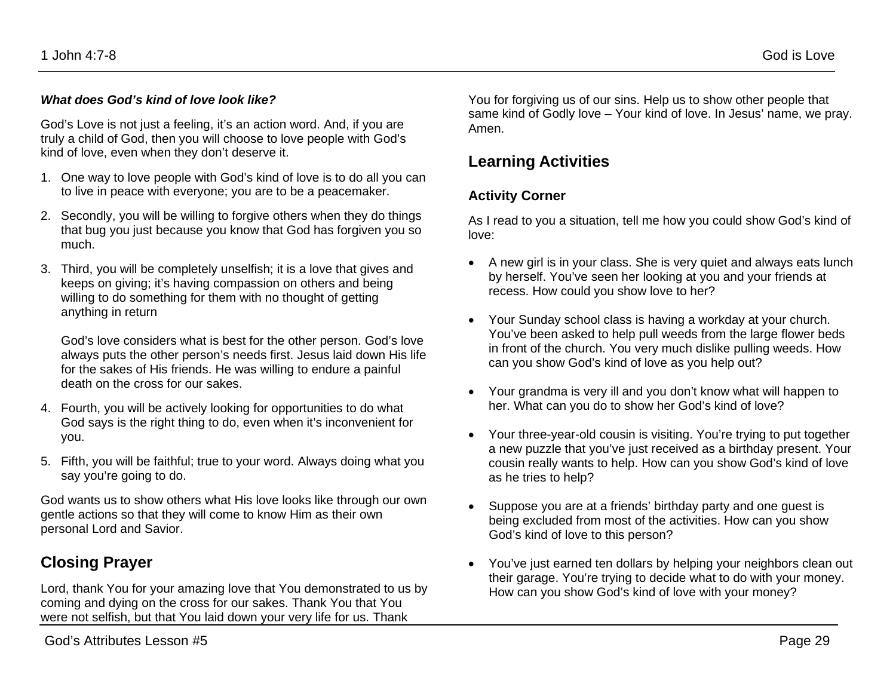***What does God's kind of love look like?***

God's Love is not just a feeling, it's an action word. And, if you are truly a child of God, then you will choose to love people with God's kind of love, even when they don't deserve it.

1. One way to love people with God's kind of love is to do all you can to live in peace with everyone; you are to be a peacemaker.
2. Secondly, you will be willing to forgive others when they do things that bug you just because you know that God has forgiven you so much.
3. Third, you will be completely unselfish; it is a love that gives and keeps on giving; it's having compassion on others and being willing to do something for them with no thought of getting anything in return

   God's love considers what is best for the other person. God's love always puts the other person's needs first. Jesus laid down His life for the sakes of His friends. He was willing to endure a painful death on the cross for our sakes.
4. Fourth, you will be actively looking for opportunities to do what God says is the right thing to do, even when it's inconvenient for you.
5. Fifth, you will be faithful; true to your word. Always doing what you say you're going to do.

God wants us to show others what His love looks like through our own gentle actions so that they will come to know Him as their own personal Lord and Savior.

## Closing Prayer

Lord, thank You for your amazing love that You demonstrated to us by coming and dying on the cross for our sakes. Thank You that You were not selfish, but that You laid down your very life for us. Thank You for forgiving us of our sins. Help us to show other people that same kind of Godly love – Your kind of love. In Jesus' name, we pray. Amen.

## Learning Activities

### Activity Corner

As I read to you a situation, tell me how you could show God's kind of love:

- A new girl is in your class. She is very quiet and always eats lunch by herself. You've seen her looking at you and your friends at recess. How could you show love to her?
- Your Sunday school class is having a workday at your church. You've been asked to help pull weeds from the large flower beds in front of the church. You very much dislike pulling weeds. How can you show God's kind of love as you help out?
- Your grandma is very ill and you don't know what will happen to her. What can you do to show her God's kind of love?
- Your three-year-old cousin is visiting. You're trying to put together a new puzzle that you've just received as a birthday present. Your cousin really wants to help. How can you show God's kind of love as he tries to help?
- Suppose you are at a friends' birthday party and one guest is being excluded from most of the activities. How can you show God's kind of love to this person?
- You've just earned ten dollars by helping your neighbors clean out their garage. You're trying to decide what to do with your money. How can you show God's kind of love with your money?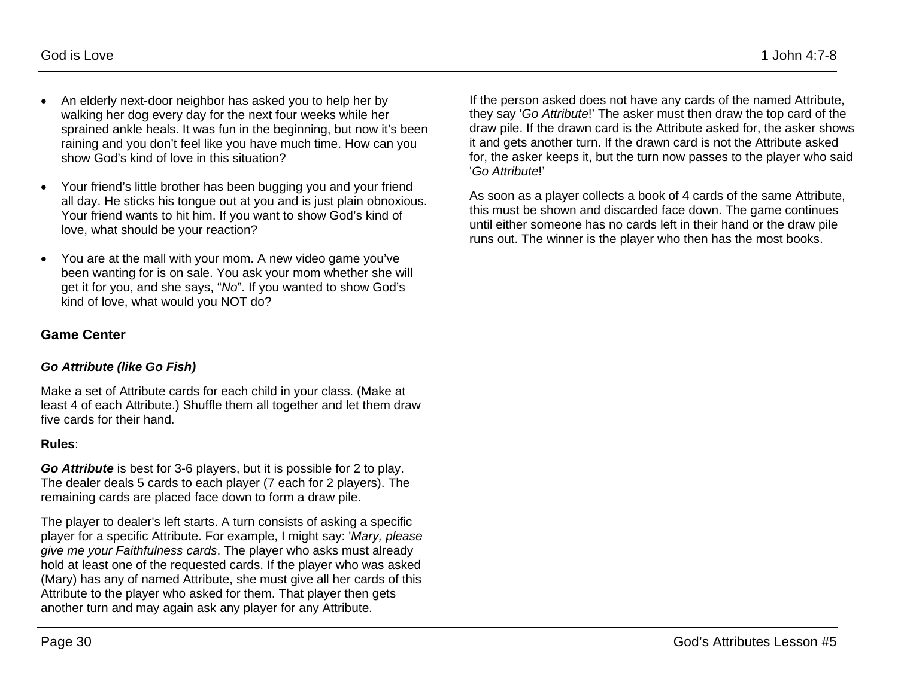- An elderly next-door neighbor has asked you to help her by walking her dog every day for the next four weeks while her sprained ankle heals. It was fun in the beginning, but now it's been raining and you don't feel like you have much time. How can you show God's kind of love in this situation?
- Your friend's little brother has been bugging you and your friend all day. He sticks his tongue out at you and is just plain obnoxious. Your friend wants to hit him. If you want to show God's kind of love, what should be your reaction?
- You are at the mall with your mom. A new video game you've been wanting for is on sale. You ask your mom whether she will get it for you, and she says, "*No*". If you wanted to show God's kind of love, what would you NOT do?

### Game Center

***Go Attribute (like Go Fish)***

Make a set of Attribute cards for each child in your class. (Make at least 4 of each Attribute.) Shuffle them all together and let them draw five cards for their hand.

**Rules**:

***Go Attribute*** is best for 3-6 players, but it is possible for 2 to play. The dealer deals 5 cards to each player (7 each for 2 players). The remaining cards are placed face down to form a draw pile.

The player to dealer's left starts. A turn consists of asking a specific player for a specific Attribute. For example, I might say: '*Mary, please give me your Faithfulness cards*. The player who asks must already hold at least one of the requested cards. If the player who was asked (Mary) has any of named Attribute, she must give all her cards of this Attribute to the player who asked for them. That player then gets another turn and may again ask any player for any Attribute.

If the person asked does not have any cards of the named Attribute, they say '*Go Attribute*!' The asker must then draw the top card of the draw pile. If the drawn card is the Attribute asked for, the asker shows it and gets another turn. If the drawn card is not the Attribute asked for, the asker keeps it, but the turn now passes to the player who said '*Go Attribute*!'

As soon as a player collects a book of 4 cards of the same Attribute, this must be shown and discarded face down. The game continues until either someone has no cards left in their hand or the draw pile runs out. The winner is the player who then has the most books.